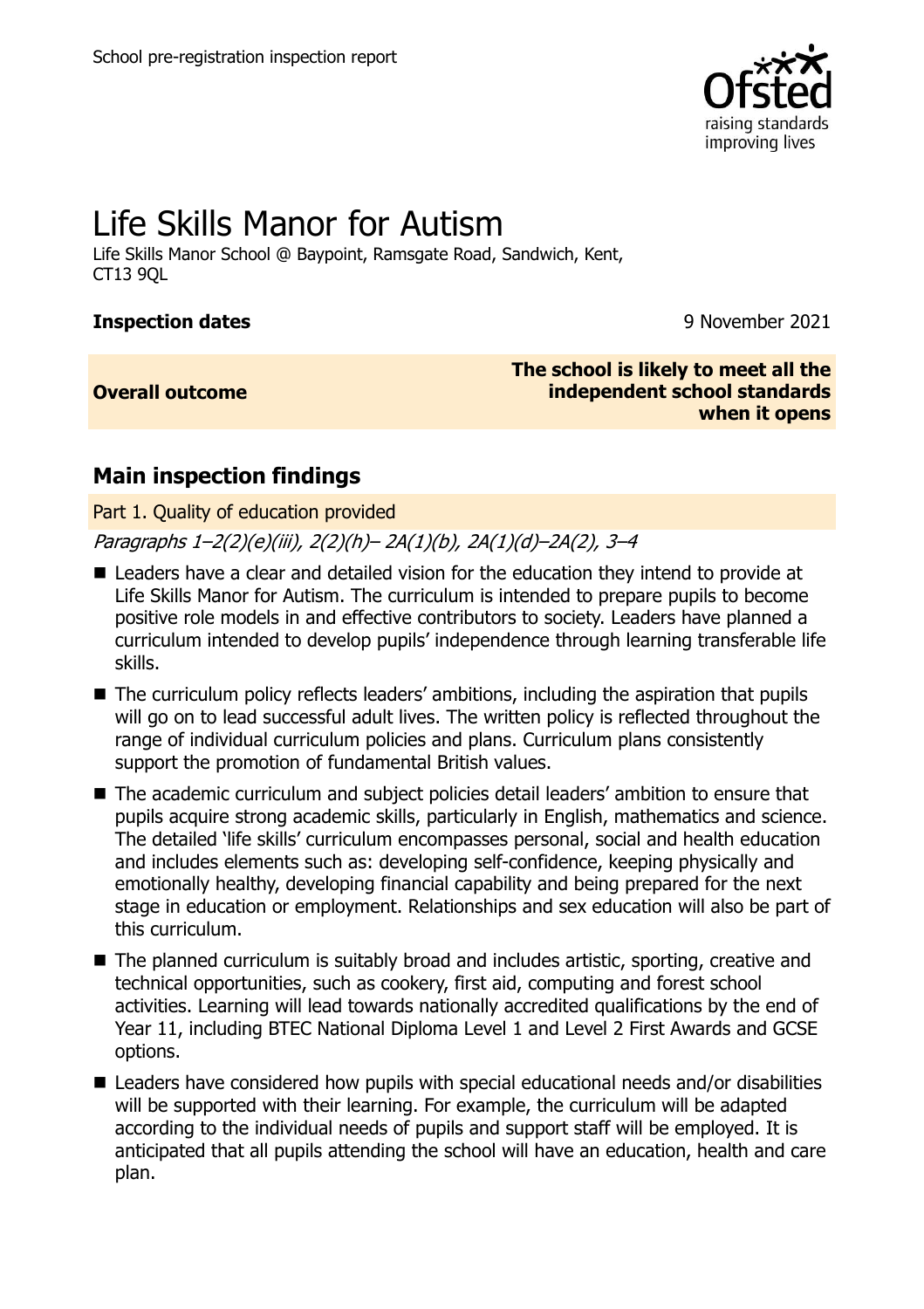School pre-registration inspection report

# Life Skills Manor for Autism

Life Skills Manor School @ Baypoint, Ramsgate Road, Sandwich, Kent, CT13 9QL

| | |
|---|---|
| **Inspection dates** | 9 November 2021 |
| **Overall outcome** | **The school is likely to meet all the independent school standards when it opens** |

## Main inspection findings

### Part 1. Quality of education provided

*Paragraphs 1–2(2)(e)(iii), 2(2)(h)– 2A(1)(b), 2A(1)(d)–2A(2), 3–4*

- Leaders have a clear and detailed vision for the education they intend to provide at Life Skills Manor for Autism. The curriculum is intended to prepare pupils to become positive role models in and effective contributors to society. Leaders have planned a curriculum intended to develop pupils' independence through learning transferable life skills.
- The curriculum policy reflects leaders' ambitions, including the aspiration that pupils will go on to lead successful adult lives. The written policy is reflected throughout the range of individual curriculum policies and plans. Curriculum plans consistently support the promotion of fundamental British values.
- The academic curriculum and subject policies detail leaders' ambition to ensure that pupils acquire strong academic skills, particularly in English, mathematics and science. The detailed 'life skills' curriculum encompasses personal, social and health education and includes elements such as: developing self-confidence, keeping physically and emotionally healthy, developing financial capability and being prepared for the next stage in education or employment. Relationships and sex education will also be part of this curriculum.
- The planned curriculum is suitably broad and includes artistic, sporting, creative and technical opportunities, such as cookery, first aid, computing and forest school activities. Learning will lead towards nationally accredited qualifications by the end of Year 11, including BTEC National Diploma Level 1 and Level 2 First Awards and GCSE options.
- Leaders have considered how pupils with special educational needs and/or disabilities will be supported with their learning. For example, the curriculum will be adapted according to the individual needs of pupils and support staff will be employed. It is anticipated that all pupils attending the school will have an education, health and care plan.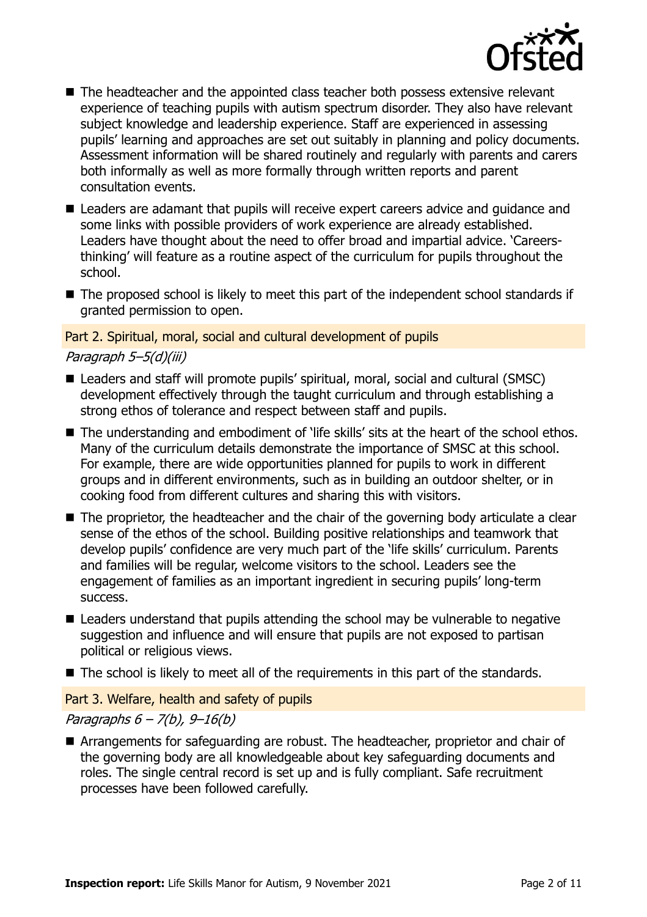- The headteacher and the appointed class teacher both possess extensive relevant experience of teaching pupils with autism spectrum disorder. They also have relevant subject knowledge and leadership experience. Staff are experienced in assessing pupils' learning and approaches are set out suitably in planning and policy documents. Assessment information will be shared routinely and regularly with parents and carers both informally as well as more formally through written reports and parent consultation events.
- Leaders are adamant that pupils will receive expert careers advice and guidance and some links with possible providers of work experience are already established. Leaders have thought about the need to offer broad and impartial advice. 'Careers-thinking' will feature as a routine aspect of the curriculum for pupils throughout the school.
- The proposed school is likely to meet this part of the independent school standards if granted permission to open.

### Part 2. Spiritual, moral, social and cultural development of pupils

*Paragraph 5–5(d)(iii)*

- Leaders and staff will promote pupils' spiritual, moral, social and cultural (SMSC) development effectively through the taught curriculum and through establishing a strong ethos of tolerance and respect between staff and pupils.
- The understanding and embodiment of 'life skills' sits at the heart of the school ethos. Many of the curriculum details demonstrate the importance of SMSC at this school. For example, there are wide opportunities planned for pupils to work in different groups and in different environments, such as in building an outdoor shelter, or in cooking food from different cultures and sharing this with visitors.
- The proprietor, the headteacher and the chair of the governing body articulate a clear sense of the ethos of the school. Building positive relationships and teamwork that develop pupils' confidence are very much part of the 'life skills' curriculum. Parents and families will be regular, welcome visitors to the school. Leaders see the engagement of families as an important ingredient in securing pupils' long-term success.
- Leaders understand that pupils attending the school may be vulnerable to negative suggestion and influence and will ensure that pupils are not exposed to partisan political or religious views.
- The school is likely to meet all of the requirements in this part of the standards.

### Part 3. Welfare, health and safety of pupils

*Paragraphs 6 – 7(b), 9–16(b)*

- Arrangements for safeguarding are robust. The headteacher, proprietor and chair of the governing body are all knowledgeable about key safeguarding documents and roles. The single central record is set up and is fully compliant. Safe recruitment processes have been followed carefully.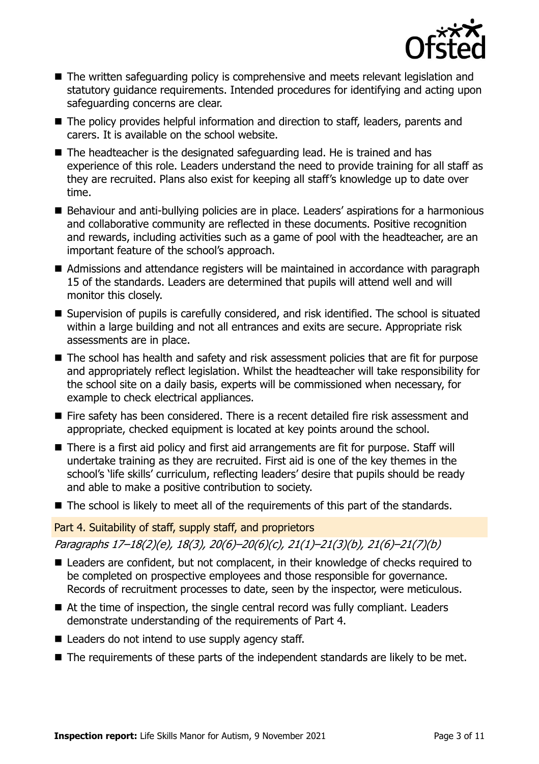- The written safeguarding policy is comprehensive and meets relevant legislation and statutory guidance requirements. Intended procedures for identifying and acting upon safeguarding concerns are clear.
- The policy provides helpful information and direction to staff, leaders, parents and carers. It is available on the school website.
- The headteacher is the designated safeguarding lead. He is trained and has experience of this role. Leaders understand the need to provide training for all staff as they are recruited. Plans also exist for keeping all staff's knowledge up to date over time.
- Behaviour and anti-bullying policies are in place. Leaders' aspirations for a harmonious and collaborative community are reflected in these documents. Positive recognition and rewards, including activities such as a game of pool with the headteacher, are an important feature of the school's approach.
- Admissions and attendance registers will be maintained in accordance with paragraph 15 of the standards. Leaders are determined that pupils will attend well and will monitor this closely.
- Supervision of pupils is carefully considered, and risk identified. The school is situated within a large building and not all entrances and exits are secure. Appropriate risk assessments are in place.
- The school has health and safety and risk assessment policies that are fit for purpose and appropriately reflect legislation. Whilst the headteacher will take responsibility for the school site on a daily basis, experts will be commissioned when necessary, for example to check electrical appliances.
- Fire safety has been considered. There is a recent detailed fire risk assessment and appropriate, checked equipment is located at key points around the school.
- There is a first aid policy and first aid arrangements are fit for purpose. Staff will undertake training as they are recruited. First aid is one of the key themes in the school's 'life skills' curriculum, reflecting leaders' desire that pupils should be ready and able to make a positive contribution to society.
- The school is likely to meet all of the requirements of this part of the standards.

## Part 4. Suitability of staff, supply staff, and proprietors

*Paragraphs 17–18(2)(e), 18(3), 20(6)–20(6)(c), 21(1)–21(3)(b), 21(6)–21(7)(b)*

- Leaders are confident, but not complacent, in their knowledge of checks required to be completed on prospective employees and those responsible for governance. Records of recruitment processes to date, seen by the inspector, were meticulous.
- At the time of inspection, the single central record was fully compliant. Leaders demonstrate understanding of the requirements of Part 4.
- Leaders do not intend to use supply agency staff.
- The requirements of these parts of the independent standards are likely to be met.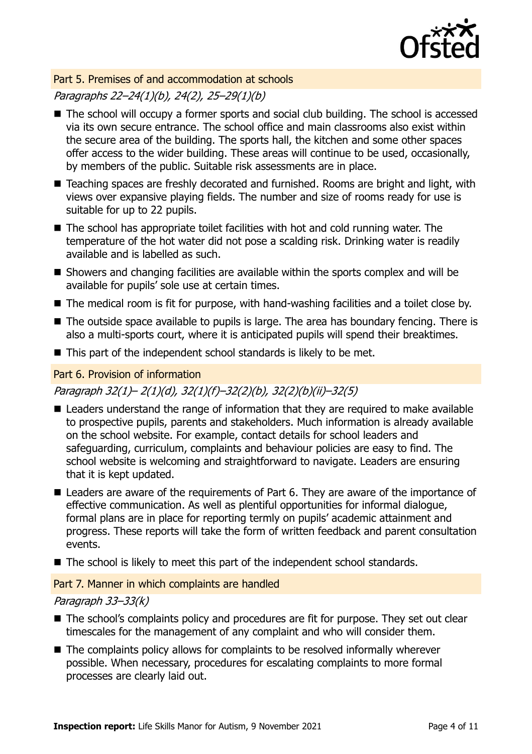### Part 5. Premises of and accommodation at schools

*Paragraphs 22–24(1)(b), 24(2), 25–29(1)(b)*

- The school will occupy a former sports and social club building. The school is accessed via its own secure entrance. The school office and main classrooms also exist within the secure area of the building. The sports hall, the kitchen and some other spaces offer access to the wider building. These areas will continue to be used, occasionally, by members of the public. Suitable risk assessments are in place.
- Teaching spaces are freshly decorated and furnished. Rooms are bright and light, with views over expansive playing fields. The number and size of rooms ready for use is suitable for up to 22 pupils.
- The school has appropriate toilet facilities with hot and cold running water. The temperature of the hot water did not pose a scalding risk. Drinking water is readily available and is labelled as such.
- Showers and changing facilities are available within the sports complex and will be available for pupils' sole use at certain times.
- The medical room is fit for purpose, with hand-washing facilities and a toilet close by.
- The outside space available to pupils is large. The area has boundary fencing. There is also a multi-sports court, where it is anticipated pupils will spend their breaktimes.
- This part of the independent school standards is likely to be met.

### Part 6. Provision of information

*Paragraph 32(1)– 2(1)(d), 32(1)(f)–32(2)(b), 32(2)(b)(ii)–32(5)*

- Leaders understand the range of information that they are required to make available to prospective pupils, parents and stakeholders. Much information is already available on the school website. For example, contact details for school leaders and safeguarding, curriculum, complaints and behaviour policies are easy to find. The school website is welcoming and straightforward to navigate. Leaders are ensuring that it is kept updated.
- Leaders are aware of the requirements of Part 6. They are aware of the importance of effective communication. As well as plentiful opportunities for informal dialogue, formal plans are in place for reporting termly on pupils' academic attainment and progress. These reports will take the form of written feedback and parent consultation events.
- The school is likely to meet this part of the independent school standards.

### Part 7. Manner in which complaints are handled

*Paragraph 33–33(k)*

- The school's complaints policy and procedures are fit for purpose. They set out clear timescales for the management of any complaint and who will consider them.
- The complaints policy allows for complaints to be resolved informally wherever possible. When necessary, procedures for escalating complaints to more formal processes are clearly laid out.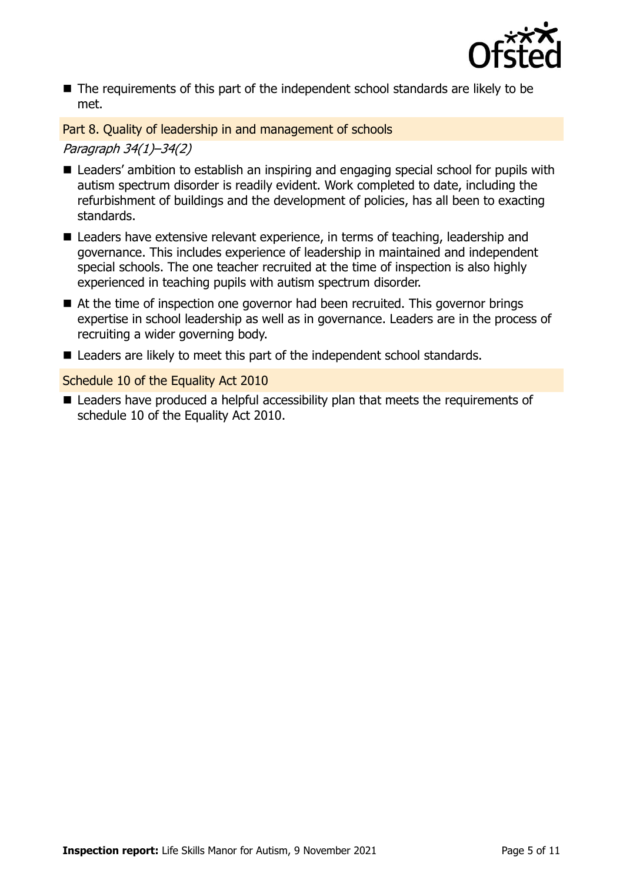- The requirements of this part of the independent school standards are likely to be met.

### Part 8. Quality of leadership in and management of schools

*Paragraph 34(1)–34(2)*

- Leaders' ambition to establish an inspiring and engaging special school for pupils with autism spectrum disorder is readily evident. Work completed to date, including the refurbishment of buildings and the development of policies, has all been to exacting standards.
- Leaders have extensive relevant experience, in terms of teaching, leadership and governance. This includes experience of leadership in maintained and independent special schools. The one teacher recruited at the time of inspection is also highly experienced in teaching pupils with autism spectrum disorder.
- At the time of inspection one governor had been recruited. This governor brings expertise in school leadership as well as in governance. Leaders are in the process of recruiting a wider governing body.
- Leaders are likely to meet this part of the independent school standards.

### Schedule 10 of the Equality Act 2010

- Leaders have produced a helpful accessibility plan that meets the requirements of schedule 10 of the Equality Act 2010.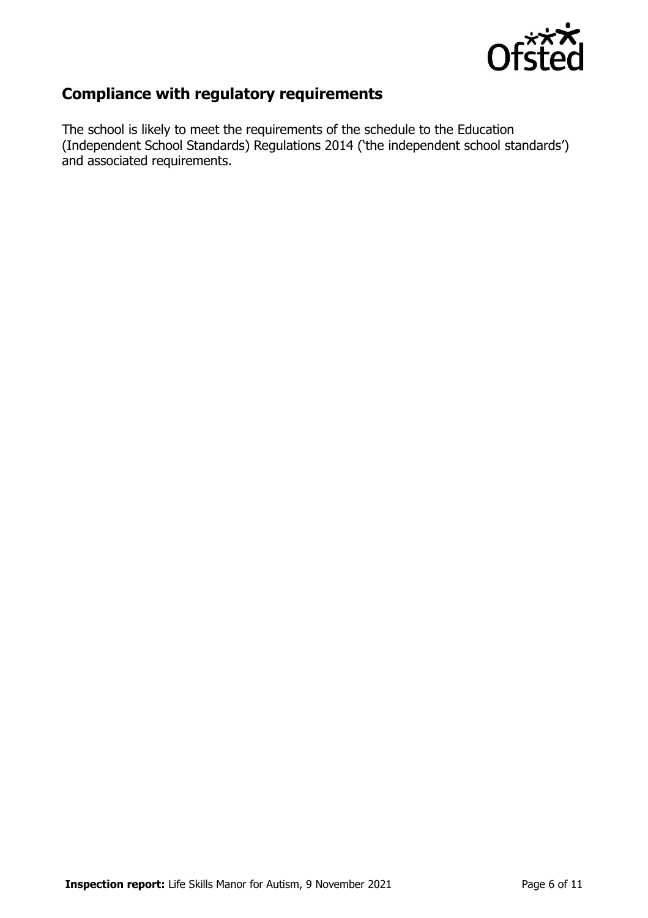## Compliance with regulatory requirements

The school is likely to meet the requirements of the schedule to the Education (Independent School Standards) Regulations 2014 ('the independent school standards') and associated requirements.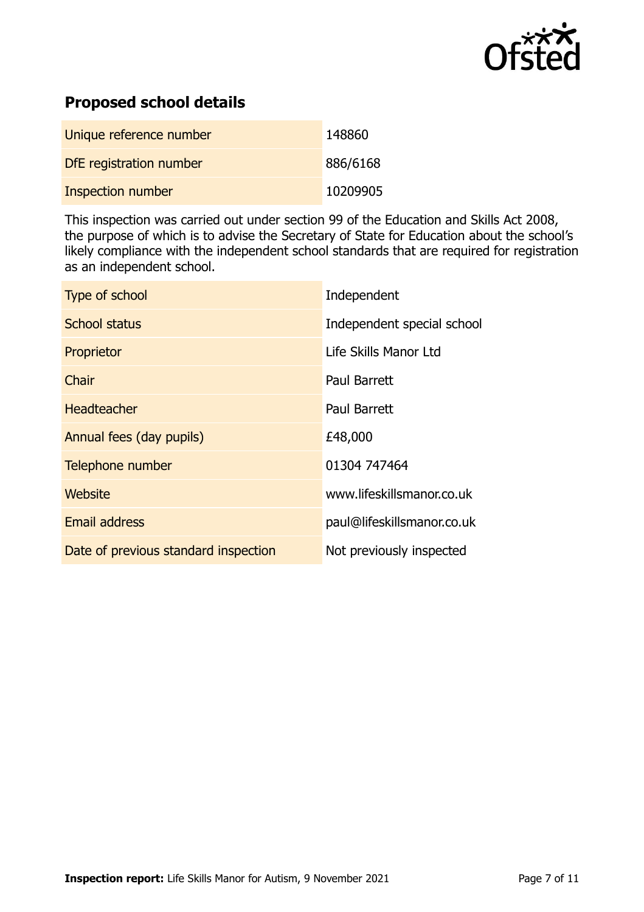## Proposed school details

| | |
|---|---|
| Unique reference number | 148860 |
| DfE registration number | 886/6168 |
| Inspection number | 10209905 |

This inspection was carried out under section 99 of the Education and Skills Act 2008, the purpose of which is to advise the Secretary of State for Education about the school's likely compliance with the independent school standards that are required for registration as an independent school.

| | |
|---|---|
| Type of school | Independent |
| School status | Independent special school |
| Proprietor | Life Skills Manor Ltd |
| Chair | Paul Barrett |
| Headteacher | Paul Barrett |
| Annual fees (day pupils) | £48,000 |
| Telephone number | 01304 747464 |
| Website | www.lifeskillsmanor.co.uk |
| Email address | paul@lifeskillsmanor.co.uk |
| Date of previous standard inspection | Not previously inspected |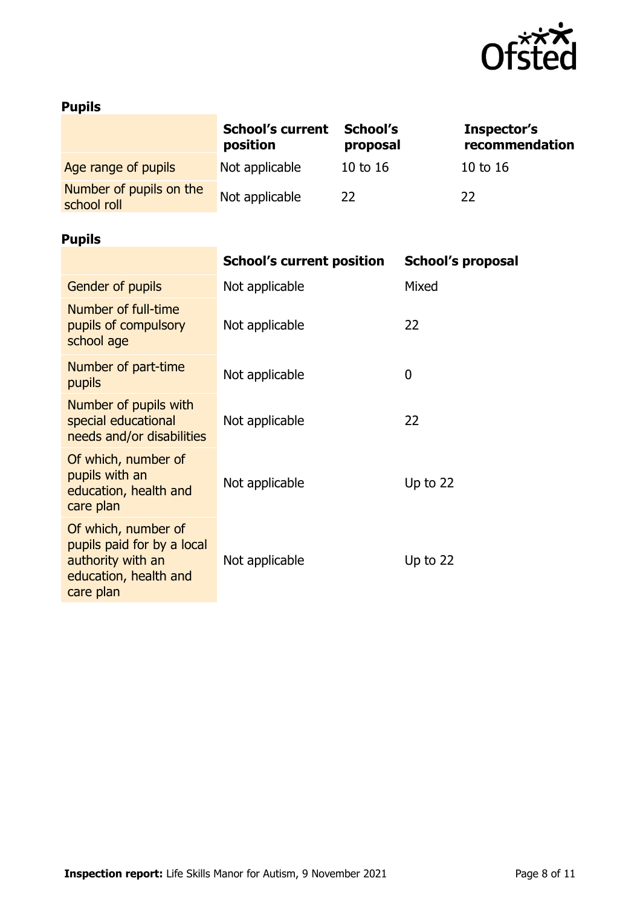## Pupils

| | School's current position | School's proposal | Inspector's recommendation |
|---|---|---|---|
| Age range of pupils | Not applicable | 10 to 16 | 10 to 16 |
| Number of pupils on the school roll | Not applicable | 22 | 22 |

## Pupils

| | School's current position | School's proposal |
|---|---|---|
| Gender of pupils | Not applicable | Mixed |
| Number of full-time pupils of compulsory school age | Not applicable | 22 |
| Number of part-time pupils | Not applicable | 0 |
| Number of pupils with special educational needs and/or disabilities | Not applicable | 22 |
| Of which, number of pupils with an education, health and care plan | Not applicable | Up to 22 |
| Of which, number of pupils paid for by a local authority with an education, health and care plan | Not applicable | Up to 22 |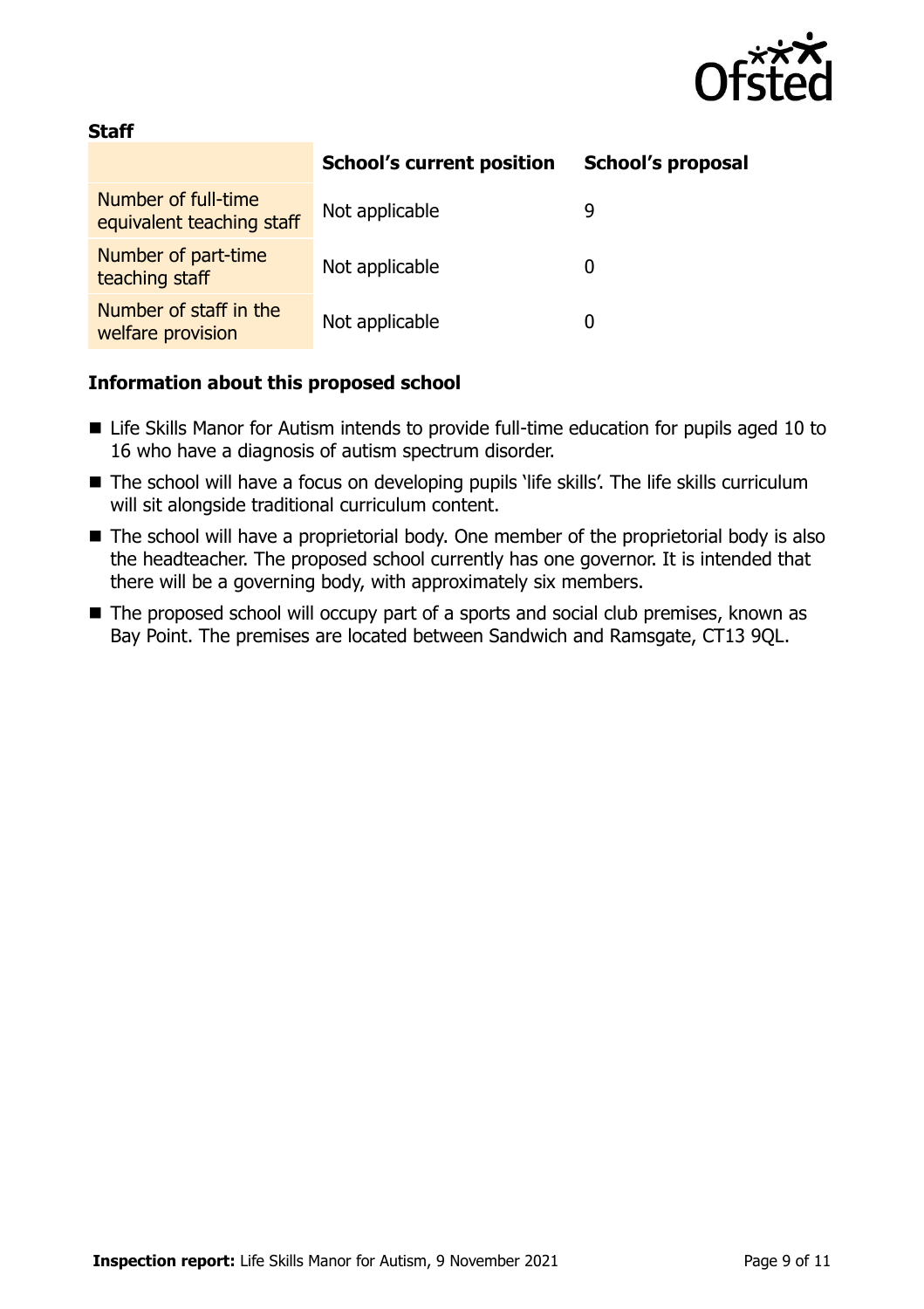**Staff**

| | School's current position | School's proposal |
|---|---|---|
| Number of full-time equivalent teaching staff | Not applicable | 9 |
| Number of part-time teaching staff | Not applicable | 0 |
| Number of staff in the welfare provision | Not applicable | 0 |

### Information about this proposed school

- Life Skills Manor for Autism intends to provide full-time education for pupils aged 10 to 16 who have a diagnosis of autism spectrum disorder.
- The school will have a focus on developing pupils 'life skills'. The life skills curriculum will sit alongside traditional curriculum content.
- The school will have a proprietorial body. One member of the proprietorial body is also the headteacher. The proposed school currently has one governor. It is intended that there will be a governing body, with approximately six members.
- The proposed school will occupy part of a sports and social club premises, known as Bay Point. The premises are located between Sandwich and Ramsgate, CT13 9QL.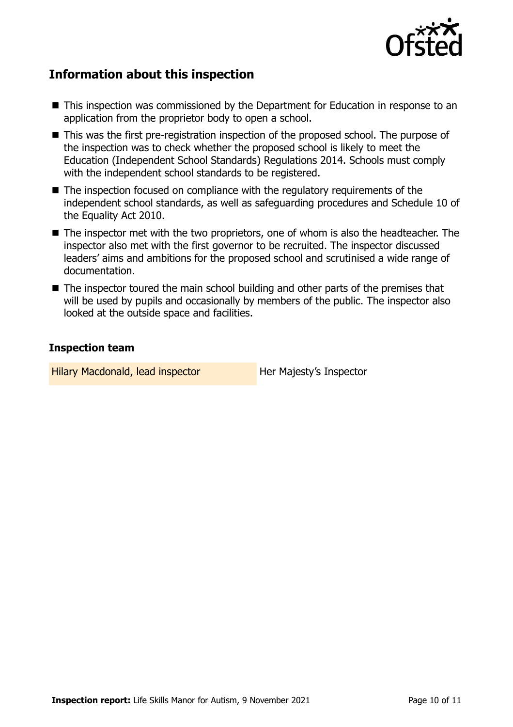## Information about this inspection

- This inspection was commissioned by the Department for Education in response to an application from the proprietor body to open a school.
- This was the first pre-registration inspection of the proposed school. The purpose of the inspection was to check whether the proposed school is likely to meet the Education (Independent School Standards) Regulations 2014. Schools must comply with the independent school standards to be registered.
- The inspection focused on compliance with the regulatory requirements of the independent school standards, as well as safeguarding procedures and Schedule 10 of the Equality Act 2010.
- The inspector met with the two proprietors, one of whom is also the headteacher. The inspector also met with the first governor to be recruited. The inspector discussed leaders' aims and ambitions for the proposed school and scrutinised a wide range of documentation.
- The inspector toured the main school building and other parts of the premises that will be used by pupils and occasionally by members of the public. The inspector also looked at the outside space and facilities.

### Inspection team

| | |
|---|---|
| Hilary Macdonald, lead inspector | Her Majesty's Inspector |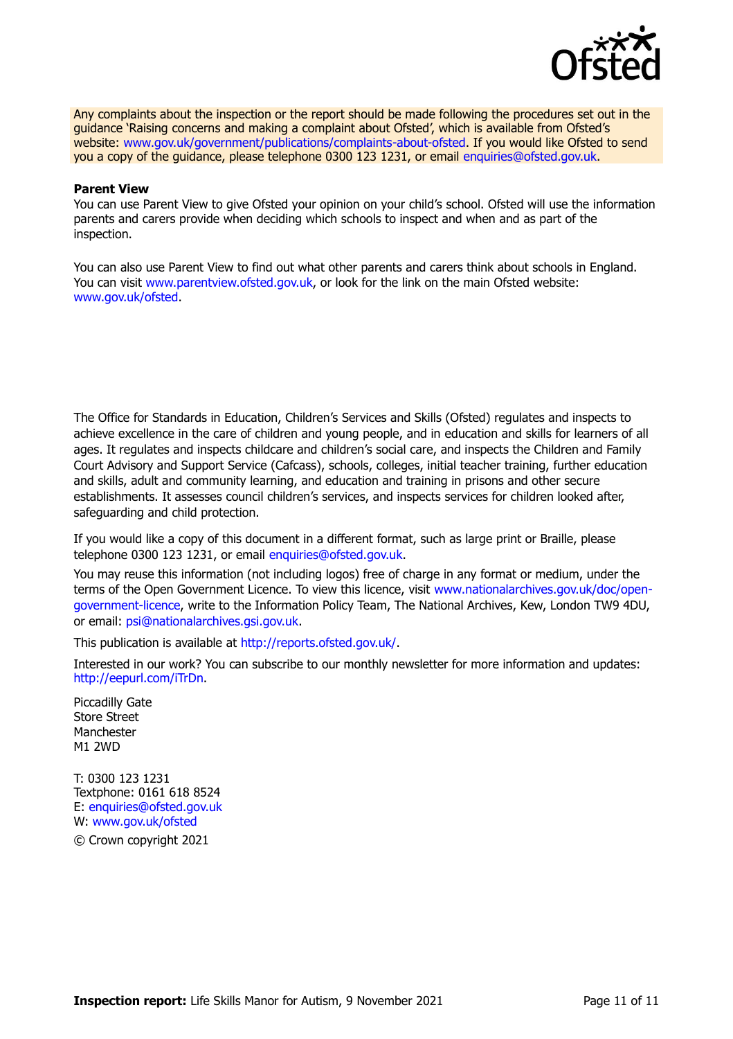Any complaints about the inspection or the report should be made following the procedures set out in the guidance 'Raising concerns and making a complaint about Ofsted', which is available from Ofsted's website: www.gov.uk/government/publications/complaints-about-ofsted. If you would like Ofsted to send you a copy of the guidance, please telephone 0300 123 1231, or email enquiries@ofsted.gov.uk.

**Parent View**

You can use Parent View to give Ofsted your opinion on your child's school. Ofsted will use the information parents and carers provide when deciding which schools to inspect and when and as part of the inspection.

You can also use Parent View to find out what other parents and carers think about schools in England. You can visit www.parentview.ofsted.gov.uk, or look for the link on the main Ofsted website: www.gov.uk/ofsted.

The Office for Standards in Education, Children's Services and Skills (Ofsted) regulates and inspects to achieve excellence in the care of children and young people, and in education and skills for learners of all ages. It regulates and inspects childcare and children's social care, and inspects the Children and Family Court Advisory and Support Service (Cafcass), schools, colleges, initial teacher training, further education and skills, adult and community learning, and education and training in prisons and other secure establishments. It assesses council children's services, and inspects services for children looked after, safeguarding and child protection.

If you would like a copy of this document in a different format, such as large print or Braille, please telephone 0300 123 1231, or email enquiries@ofsted.gov.uk.

You may reuse this information (not including logos) free of charge in any format or medium, under the terms of the Open Government Licence. To view this licence, visit www.nationalarchives.gov.uk/doc/open-government-licence, write to the Information Policy Team, The National Archives, Kew, London TW9 4DU, or email: psi@nationalarchives.gsi.gov.uk.

This publication is available at http://reports.ofsted.gov.uk/.

Interested in our work? You can subscribe to our monthly newsletter for more information and updates: http://eepurl.com/iTrDn.

Piccadilly Gate
Store Street
Manchester
M1 2WD

T: 0300 123 1231
Textphone: 0161 618 8524
E: enquiries@ofsted.gov.uk
W: www.gov.uk/ofsted

© Crown copyright 2021